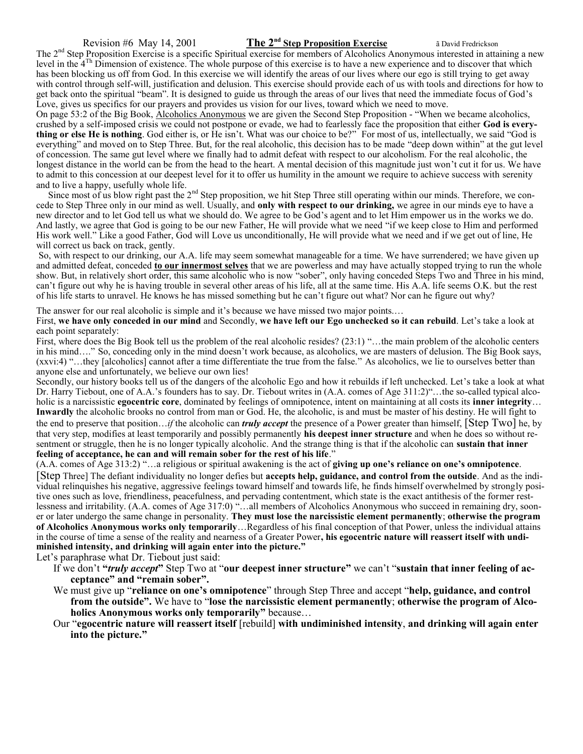Revision #6 May 14, 2001

# The 2nd Step Proposition Exercise

â David Fredrickson

The 2nd Step Proposition Exercise is a specific Spiritual exercise for members of Alcoholics Anonymous interested in attaining a new level in the 4Th Dimension of existence. The whole purpose of this exercise is to have a new experience and to discover that which has been blocking us off from God. In this exercise we will identify the areas of our lives where our ego is still trying to get away with control through self-will, justification and delusion. This exercise should provide each of us with tools and directions for how to get back onto the spiritual "beam". It is designed to guide us through the areas of our lives that need the immediate focus of God's Love, gives us specifics for our prayers and provides us vision for our lives, toward which we need to move.

On page 53:2 of the Big Book, Alcoholics Anonymous we are given the Second Step Proposition - "When we became alcoholics, crushed by a self-imposed crisis we could not postpone or evade, we had to fearlessly face the proposition that either **God is everything or else He is nothing**. God either is, or He isn't. What was our choice to be?" For most of us, intellectually, we said "God is everything" and moved on to Step Three. But, for the real alcoholic, this decision has to be made "deep down within" at the gut level of concession. The same gut level where we finally had to admit defeat with respect to our alcoholism. For the real alcoholic, the longest distance in the world can be from the head to the heart. A mental decision of this magnitude just won't cut it for us. We have to admit to this concession at our deepest level for it to offer us humility in the amount we require to achieve success with serenity and to live a happy, usefully whole life.

Since most of us blow right past the 2nd Step proposition, we hit Step Three still operating within our minds. Therefore, we concede to Step Three only in our mind as well. Usually, and **only with respect to our drinking,** we agree in our minds eye to have a new director and to let God tell us what we should do. We agree to be God's agent and to let Him empower us in the works we do. And lastly, we agree that God is going to be our new Father, He will provide what we need "if we keep close to Him and performed His work well." Like a good Father, God will Love us unconditionally, He will provide what we need and if we get out of line, He will correct us back on track, gently.

So, with respect to our drinking, our A.A. life may seem somewhat manageable for a time. We have surrendered; we have given up and admitted defeat, conceded **to our innermost selves** that we are powerless and may have actually stopped trying to run the whole show. But, in relatively short order, this same alcoholic who is now "sober", only having conceded Steps Two and Three in his mind, can't figure out why he is having trouble in several other areas of his life, all at the same time. His A.A. life seems O.K. but the rest of his life starts to unravel. He knows he has missed something but he can't figure out what? Nor can he figure out why?

The answer for our real alcoholic is simple and it's because we have missed two major points.…

First, **we have only conceded in our mind** and Secondly, **we have left our Ego unchecked so it can rebuild**. Let's take a look at each point separately:

First, where does the Big Book tell us the problem of the real alcoholic resides? (23:1) "…the main problem of the alcoholic centers in his mind…." So, conceding only in the mind doesn't work because, as alcoholics, we are masters of delusion. The Big Book says, (xxvi:4) "…they [alcoholics] cannot after a time differentiate the true from the false." As alcoholics, we lie to ourselves better than anyone else and unfortunately, we believe our own lies!

Secondly, our history books tell us of the dangers of the alcoholic Ego and how it rebuilds if left unchecked. Let's take a look at what Dr. Harry Tiebout, one of A.A.'s founders has to say. Dr. Tiebout writes in (A.A. comes of Age 311:2)"…the so-called typical alcoholic is a narcissistic **egocentric core**, dominated by feelings of omnipotence, intent on maintaining at all costs its **inner integrity**… **Inwardly** the alcoholic brooks no control from man or God. He, the alcoholic, is and must be master of his destiny. He will fight to the end to preserve that position…*if* the alcoholic can ***truly accept*** the presence of a Power greater than himself, [Step Two] he, by that very step, modifies at least temporarily and possibly permanently **his deepest inner structure** and when he does so without resentment or struggle, then he is no longer typically alcoholic. And the strange thing is that if the alcoholic can **sustain that inner feeling of acceptance, he can and will remain sober for the rest of his life**."

(A.A. comes of Age 313:2) "…a religious or spiritual awakening is the act of **giving up one's reliance on one's omnipotence**. [Step Three] The defiant individuality no longer defies but **accepts help, guidance, and control from the outside**. And as the individual relinquishes his negative, aggressive feelings toward himself and towards life, he finds himself overwhelmed by strongly positive ones such as love, friendliness, peacefulness, and pervading contentment, which state is the exact antithesis of the former restlessness and irritability. (A.A. comes of Age 317:0) "…all members of Alcoholics Anonymous who succeed in remaining dry, sooner or later undergo the same change in personality. **They must lose the narcissistic element permanently**; **otherwise the program of Alcoholics Anonymous works only temporarily**…Regardless of his final conception of that Power, unless the individual attains in the course of time a sense of the reality and nearness of a Greater Power**, his egocentric nature will reassert itself with undiminished intensity, and drinking will again enter into the picture."**

Let's paraphrase what Dr. Tiebout just said:

- If we don't **"*truly accept*"** Step Two at "**our deepest inner structure"** we can't "**sustain that inner feeling of acceptance" and "remain sober".**
- We must give up "**reliance on one's omnipotence**" through Step Three and accept "**help, guidance, and control from the outside".** We have to "**lose the narcissistic element permanently**; **otherwise the program of Alcoholics Anonymous works only temporarily"** because…
- Our "**egocentric nature will reassert itself** [rebuild] **with undiminished intensity**, **and drinking will again enter into the picture."**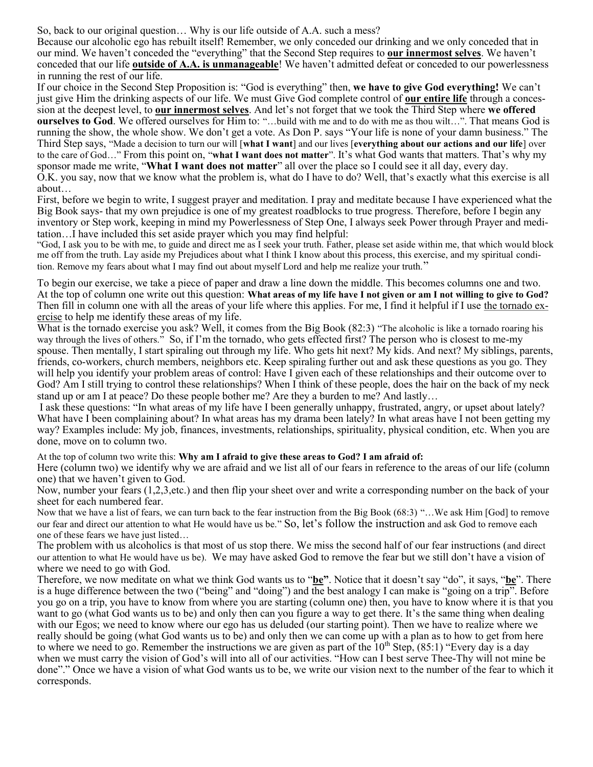So, back to our original question… Why is our life outside of A.A. such a mess?

Because our alcoholic ego has rebuilt itself! Remember, we only conceded our drinking and we only conceded that in our mind. We haven't conceded the "everything" that the Second Step requires to **our innermost selves**. We haven't conceded that our life **outside of A.A. is unmanageable**! We haven't admitted defeat or conceded to our powerlessness in running the rest of our life.

If our choice in the Second Step Proposition is: "God is everything" then, **we have to give God everything!** We can't just give Him the drinking aspects of our life. We must Give God complete control of **our entire life** through a concession at the deepest level, to **our innermost selves**. And let's not forget that we took the Third Step where **we offered ourselves to God**. We offered ourselves for Him to: "…build with me and to do with me as thou wilt…". That means God is running the show, the whole show. We don't get a vote. As Don P. says "Your life is none of your damn business." The Third Step says, "Made a decision to turn our will [**what I want**] and our lives [**everything about our actions and our life**] over to the care of God…" From this point on, "**what I want does not matter**". It's what God wants that matters. That's why my sponsor made me write, "**What I want does not matter**" all over the place so I could see it all day, every day.

O.K. you say, now that we know what the problem is, what do I have to do? Well, that's exactly what this exercise is all about…

First, before we begin to write, I suggest prayer and meditation. I pray and meditate because I have experienced what the Big Book says- that my own prejudice is one of my greatest roadblocks to true progress. Therefore, before I begin any inventory or Step work, keeping in mind my Powerlessness of Step One, I always seek Power through Prayer and meditation…I have included this set aside prayer which you may find helpful:

"God, I ask you to be with me, to guide and direct me as I seek your truth. Father, please set aside within me, that which would block me off from the truth. Lay aside my Prejudices about what I think I know about this process, this exercise, and my spiritual condition. Remove my fears about what I may find out about myself Lord and help me realize your truth."

To begin our exercise, we take a piece of paper and draw a line down the middle. This becomes columns one and two. At the top of column one write out this question: **What areas of my life have I not given or am I not willing to give to God?** Then fill in column one with all the areas of your life where this applies. For me, I find it helpful if I use <u>the tornado exercise</u> to help me identify these areas of my life.

What is the tornado exercise you ask? Well, it comes from the Big Book (82:3) "The alcoholic is like a tornado roaring his way through the lives of others." So, if I'm the tornado, who gets effected first? The person who is closest to me-my spouse. Then mentally, I start spiraling out through my life. Who gets hit next? My kids. And next? My siblings, parents, friends, co-workers, church members, neighbors etc. Keep spiraling further out and ask these questions as you go. They will help you identify your problem areas of control: Have I given each of these relationships and their outcome over to God? Am I still trying to control these relationships? When I think of these people, does the hair on the back of my neck stand up or am I at peace? Do these people bother me? Are they a burden to me? And lastly…

I ask these questions: "In what areas of my life have I been generally unhappy, frustrated, angry, or upset about lately? What have I been complaining about? In what areas has my drama been lately? In what areas have I not been getting my way? Examples include: My job, finances, investments, relationships, spirituality, physical condition, etc. When you are done, move on to column two.

At the top of column two write this: **Why am I afraid to give these areas to God? I am afraid of:**

Here (column two) we identify why we are afraid and we list all of our fears in reference to the areas of our life (column one) that we haven't given to God.

Now, number your fears (1,2,3,etc.) and then flip your sheet over and write a corresponding number on the back of your sheet for each numbered fear.

Now that we have a list of fears, we can turn back to the fear instruction from the Big Book (68:3) "…We ask Him [God] to remove our fear and direct our attention to what He would have us be." So, let's follow the instruction and ask God to remove each one of these fears we have just listed…

The problem with us alcoholics is that most of us stop there. We miss the second half of our fear instructions (and direct our attention to what He would have us be). We may have asked God to remove the fear but we still don't have a vision of where we need to go with God.

Therefore, we now meditate on what we think God wants us to "**<u>be</u>"**. Notice that it doesn't say "do", it says, "**<u>be</u>**". There is a huge difference between the two ("being" and "doing") and the best analogy I can make is "going on a trip". Before you go on a trip, you have to know from where you are starting (column one) then, you have to know where it is that you want to go (what God wants us to be) and only then can you figure a way to get there. It's the same thing when dealing with our Egos; we need to know where our ego has us deluded (our starting point). Then we have to realize where we really should be going (what God wants us to be) and only then we can come up with a plan as to how to get from here to where we need to go. Remember the instructions we are given as part of the 10th Step, (85:1) "Every day is a day when we must carry the vision of God's will into all of our activities. "How can I best serve Thee-Thy will not mine be done"." Once we have a vision of what God wants us to be, we write our vision next to the number of the fear to which it corresponds.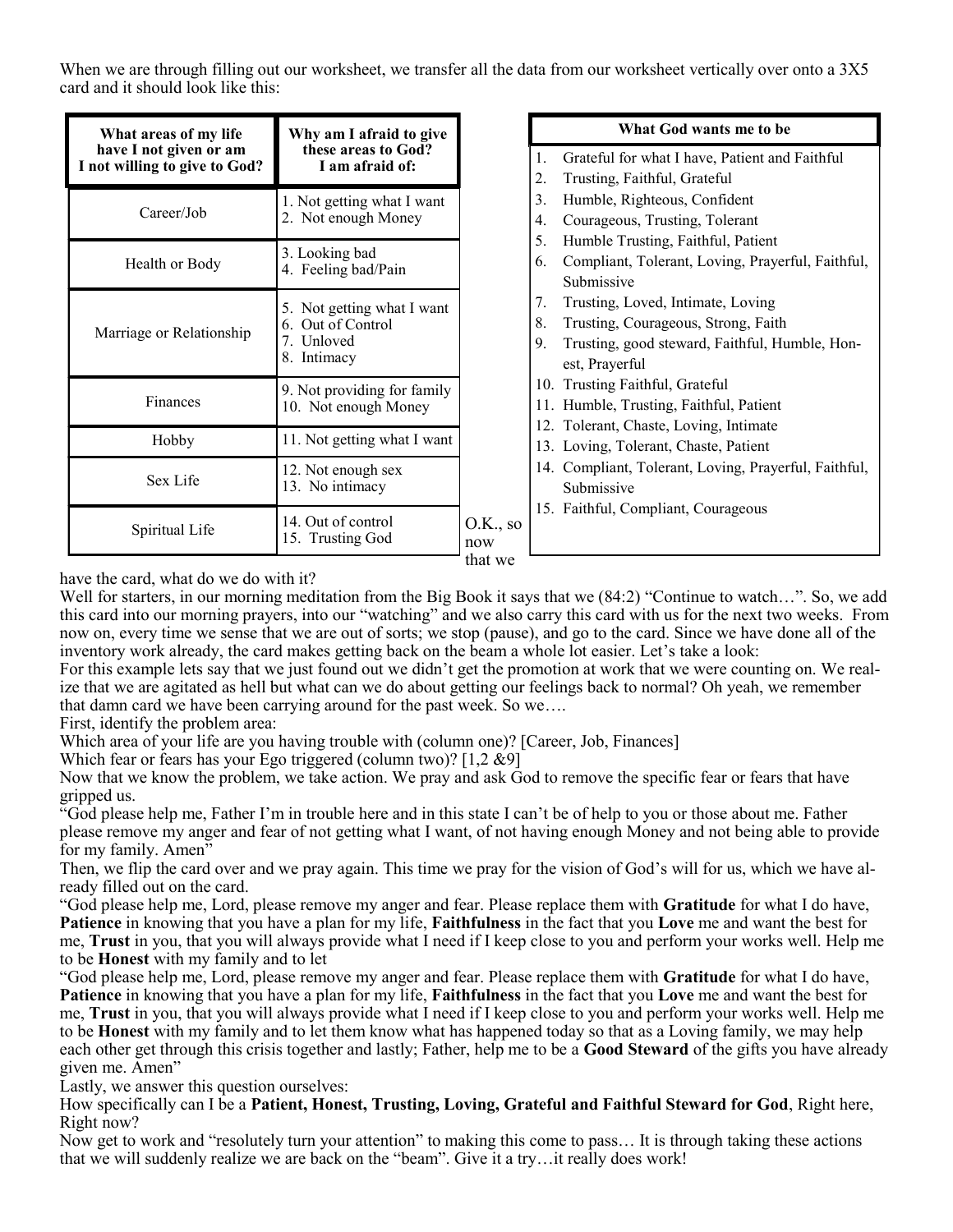When we are through filling out our worksheet, we transfer all the data from our worksheet vertically over onto a 3X5 card and it should look like this:

| What areas of my life have I not given or am I not willing to give to God? | Why am I afraid to give these areas to God? I am afraid of: |
|---|---|
| Career/Job | 1. Not getting what I want<br>2. Not enough Money |
| Health or Body | 3. Looking bad<br>4. Feeling bad/Pain |
| Marriage or Relationship | 5. Not getting what I want<br>6. Out of Control<br>7. Unloved<br>8. Intimacy |
| Finances | 9. Not providing for family<br>10. Not enough Money |
| Hobby | 11. Not getting what I want |
| Sex Life | 12. Not enough sex<br>13. No intimacy |
| Spiritual Life | 14. Out of control<br>15. Trusting God |

| What God wants me to be |
|---|
| 1. Grateful for what I have, Patient and Faithful<br>2. Trusting, Faithful, Grateful<br>3. Humble, Righteous, Confident<br>4. Courageous, Trusting, Tolerant<br>5. Humble Trusting, Faithful, Patient<br>6. Compliant, Tolerant, Loving, Prayerful, Faithful, Submissive<br>7. Trusting, Loved, Intimate, Loving<br>8. Trusting, Courageous, Strong, Faith<br>9. Trusting, good steward, Faithful, Humble, Honest, Prayerful<br>10. Trusting Faithful, Grateful<br>11. Humble, Trusting, Faithful, Patient<br>12. Tolerant, Chaste, Loving, Intimate<br>13. Loving, Tolerant, Chaste, Patient<br>14. Compliant, Tolerant, Loving, Prayerful, Faithful, Submissive<br>15. Faithful, Compliant, Courageous |

O.K., so now that we have the card, what do we do with it?

Well for starters, in our morning meditation from the Big Book it says that we (84:2) "Continue to watch…". So, we add this card into our morning prayers, into our "watching" and we also carry this card with us for the next two weeks. From now on, every time we sense that we are out of sorts; we stop (pause), and go to the card. Since we have done all of the inventory work already, the card makes getting back on the beam a whole lot easier. Let's take a look:

For this example lets say that we just found out we didn't get the promotion at work that we were counting on. We realize that we are agitated as hell but what can we do about getting our feelings back to normal? Oh yeah, we remember that damn card we have been carrying around for the past week. So we….

First, identify the problem area:

Which area of your life are you having trouble with (column one)? [Career, Job, Finances]

Which fear or fears has your Ego triggered (column two)? [1,2 &9]

Now that we know the problem, we take action. We pray and ask God to remove the specific fear or fears that have gripped us.

"God please help me, Father I'm in trouble here and in this state I can't be of help to you or those about me. Father please remove my anger and fear of not getting what I want, of not having enough Money and not being able to provide for my family. Amen"

Then, we flip the card over and we pray again. This time we pray for the vision of God's will for us, which we have already filled out on the card.

"God please help me, Lord, please remove my anger and fear. Please replace them with **Gratitude** for what I do have, **Patience** in knowing that you have a plan for my life, **Faithfulness** in the fact that you **Love** me and want the best for me, **Trust** in you, that you will always provide what I need if I keep close to you and perform your works well. Help me to be **Honest** with my family and to let

"God please help me, Lord, please remove my anger and fear. Please replace them with **Gratitude** for what I do have, **Patience** in knowing that you have a plan for my life, **Faithfulness** in the fact that you **Love** me and want the best for me, **Trust** in you, that you will always provide what I need if I keep close to you and perform your works well. Help me to be **Honest** with my family and to let them know what has happened today so that as a Loving family, we may help each other get through this crisis together and lastly; Father, help me to be a **Good Steward** of the gifts you have already given me. Amen"

Lastly, we answer this question ourselves:

How specifically can I be a **Patient, Honest, Trusting, Loving, Grateful and Faithful Steward for God**, Right here, Right now?

Now get to work and "resolutely turn your attention" to making this come to pass… It is through taking these actions that we will suddenly realize we are back on the "beam". Give it a try…it really does work!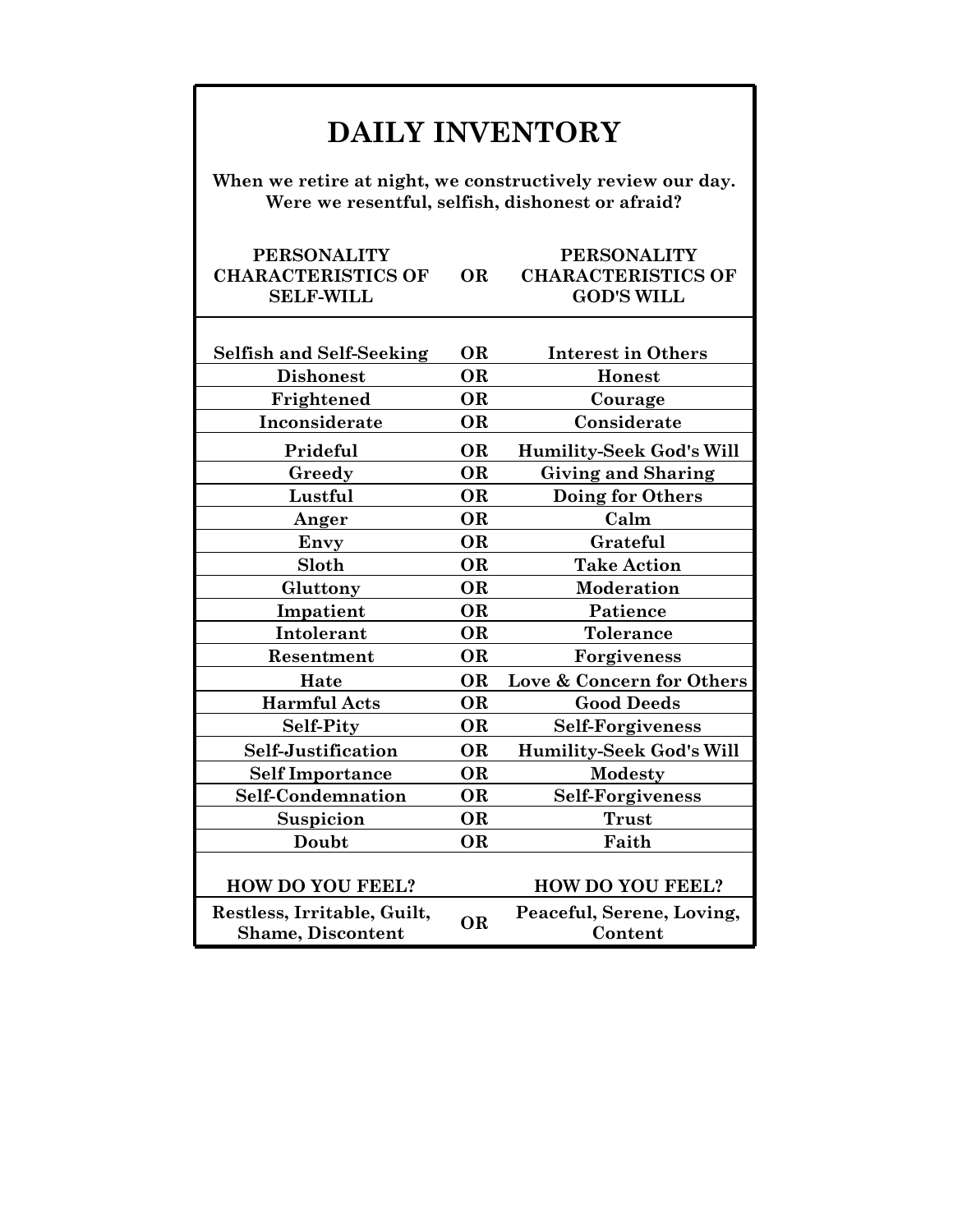# DAILY INVENTORY

**When we retire at night, we constructively review our day. Were we resentful, selfish, dishonest or afraid?**

| PERSONALITY CHARACTERISTICS OF SELF-WILL | OR | PERSONALITY CHARACTERISTICS OF GOD'S WILL |
|---|---|---|
| Selfish and Self-Seeking | OR | Interest in Others |
| Dishonest | OR | Honest |
| Frightened | OR | Courage |
| Inconsiderate | OR | Considerate |
| Prideful | OR | Humility-Seek God's Will |
| Greedy | OR | Giving and Sharing |
| Lustful | OR | Doing for Others |
| Anger | OR | Calm |
| Envy | OR | Grateful |
| Sloth | OR | Take Action |
| Gluttony | OR | Moderation |
| Impatient | OR | Patience |
| Intolerant | OR | Tolerance |
| Resentment | OR | Forgiveness |
| Hate | OR | Love & Concern for Others |
| Harmful Acts | OR | Good Deeds |
| Self-Pity | OR | Self-Forgiveness |
| Self-Justification | OR | Humility-Seek God's Will |
| Self Importance | OR | Modesty |
| Self-Condemnation | OR | Self-Forgiveness |
| Suspicion | OR | Trust |
| Doubt | OR | Faith |
| **HOW DO YOU FEEL?** | | **HOW DO YOU FEEL?** |
| Restless, Irritable, Guilt, Shame, Discontent | OR | Peaceful, Serene, Loving, Content |